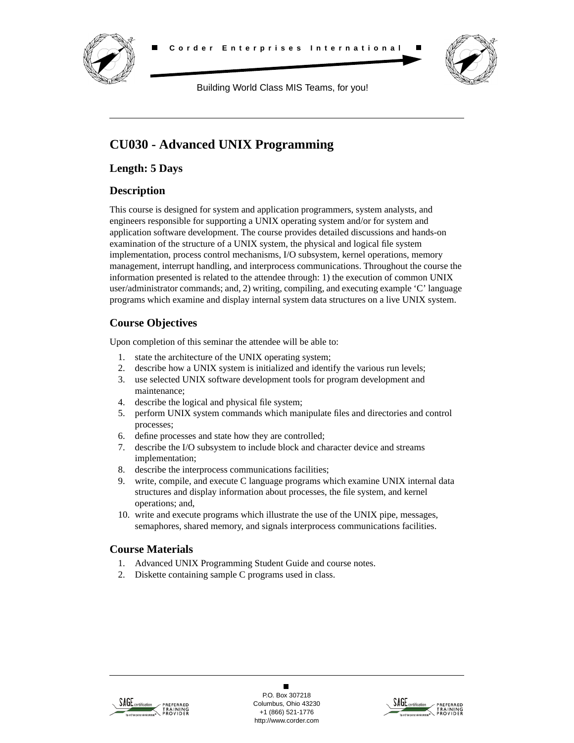Corder Enterprises International

Building World Class MIS Teams, for you!

# CU030 - Advanced UNIX Programming

## Length: 5 Days

## Description

This course is designed for system and application programmers, system analysts, and engineers responsible for supporting a UNIX operating system and/or for system and application software development. The course provides detailed discussions and hands-on examination of the structure of a UNIX system, the physical and logical file system implementation, process control mechanisms, I/O subsystem, kernel operations, memory management, interrupt handling, and interprocess communications. Throughout the course the information presented is related to the attendee through: 1) the execution of common UNIX user/administrator commands; and, 2) writing, compiling, and executing example 'C' language programs which examine and display internal system data structures on a live UNIX system.

## Course Objectives

Upon completion of this seminar the attendee will be able to:

1. state the architecture of the UNIX operating system;
2. describe how a UNIX system is initialized and identify the various run levels;
3. use selected UNIX software development tools for program development and maintenance;
4. describe the logical and physical file system;
5. perform UNIX system commands which manipulate files and directories and control processes;
6. define processes and state how they are controlled;
7. describe the I/O subsystem to include block and character device and streams implementation;
8. describe the interprocess communications facilities;
9. write, compile, and execute C language programs which examine UNIX internal data structures and display information about processes, the file system, and kernel operations; and,
10. write and execute programs which illustrate the use of the UNIX pipe, messages, semaphores, shared memory, and signals interprocess communications facilities.

## Course Materials

1. Advanced UNIX Programming Student Guide and course notes.
2. Diskette containing sample C programs used in class.

P.O. Box 307218
Columbus, Ohio 43230
+1 (866) 521-1776
http://www.corder.com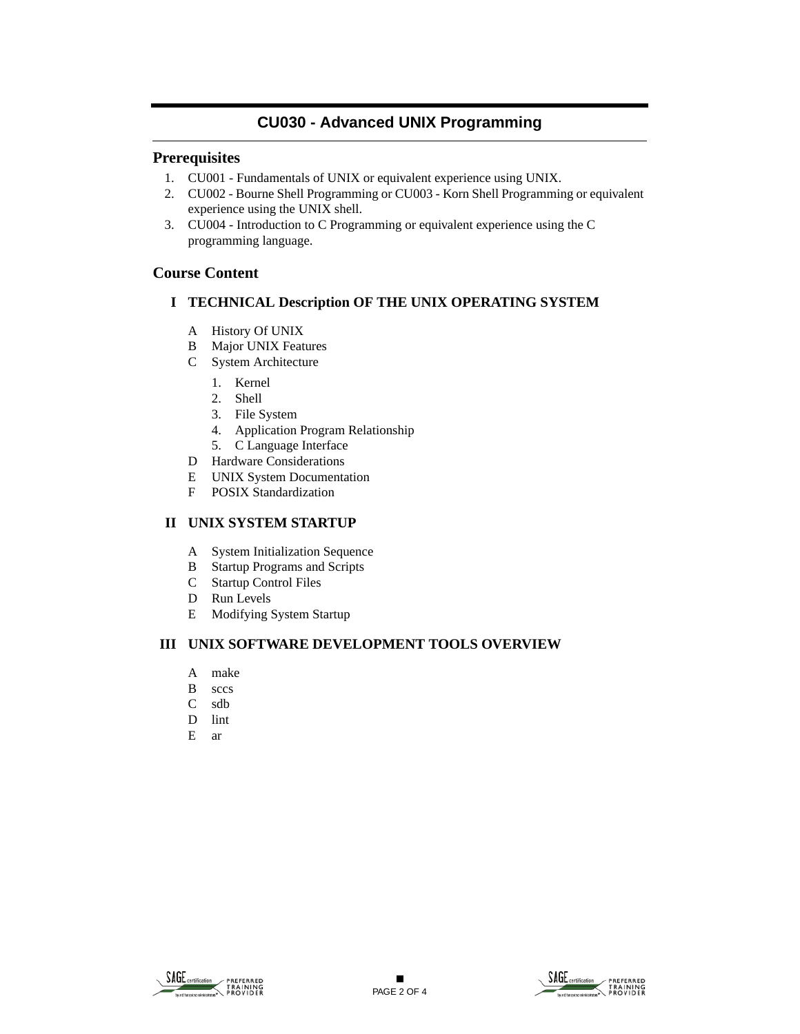# CU030 - Advanced UNIX Programming

## Prerequisites

1. CU001 - Fundamentals of UNIX or equivalent experience using UNIX.
2. CU002 - Bourne Shell Programming or CU003 - Korn Shell Programming or equivalent experience using the UNIX shell.
3. CU004 - Introduction to C Programming or equivalent experience using the C programming language.

## Course Content

### I TECHNICAL Description OF THE UNIX OPERATING SYSTEM

- A History Of UNIX
- B Major UNIX Features
- C System Architecture
  1. Kernel
  2. Shell
  3. File System
  4. Application Program Relationship
  5. C Language Interface
- D Hardware Considerations
- E UNIX System Documentation
- F POSIX Standardization

### II UNIX SYSTEM STARTUP

- A System Initialization Sequence
- B Startup Programs and Scripts
- C Startup Control Files
- D Run Levels
- E Modifying System Startup

### III UNIX SOFTWARE DEVELOPMENT TOOLS OVERVIEW

- A make
- B sccs
- C sdb
- D lint
- E ar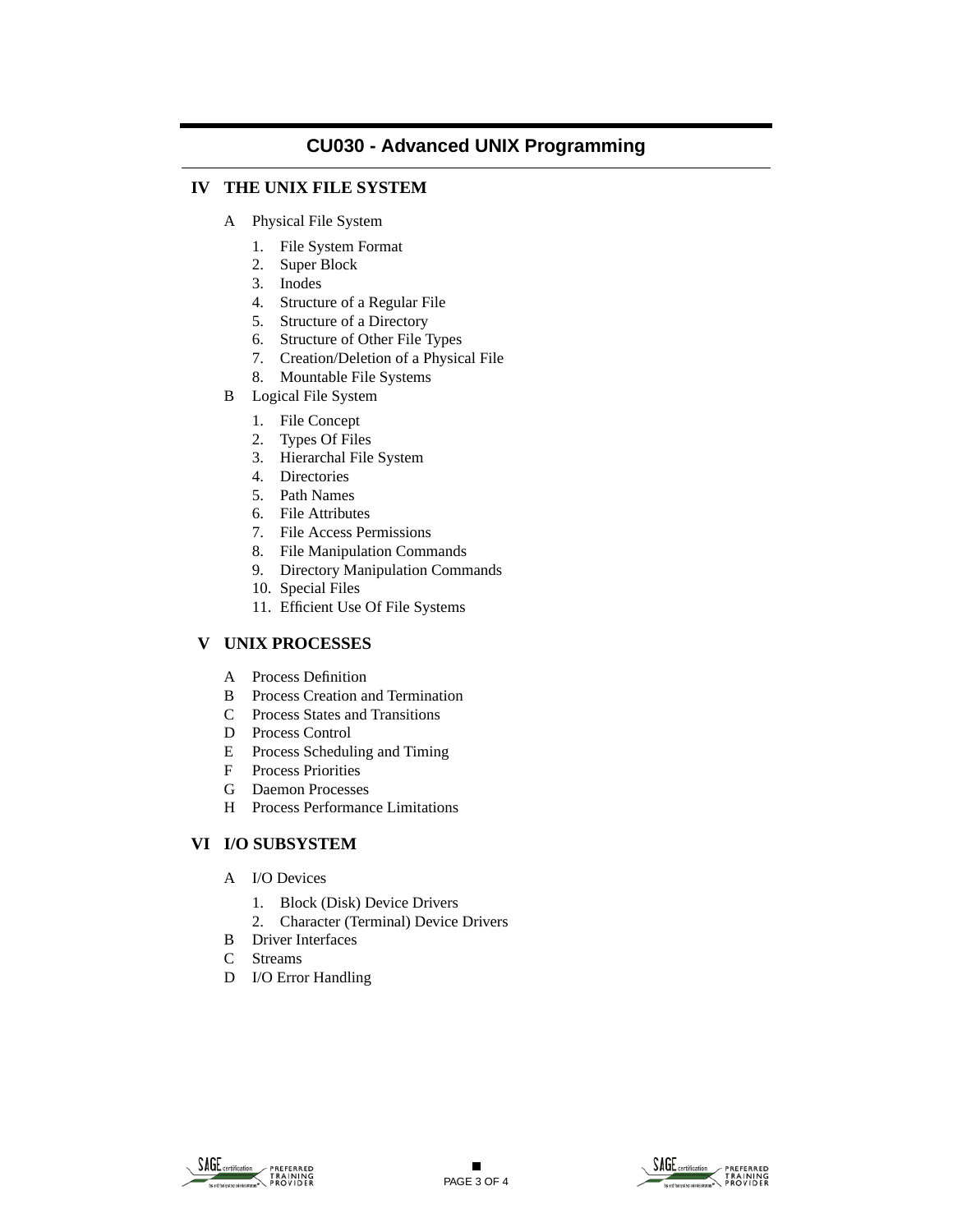# CU030 - Advanced UNIX Programming

## IV THE UNIX FILE SYSTEM

- A Physical File System
  1. File System Format
  2. Super Block
  3. Inodes
  4. Structure of a Regular File
  5. Structure of a Directory
  6. Structure of Other File Types
  7. Creation/Deletion of a Physical File
  8. Mountable File Systems
- B Logical File System
  1. File Concept
  2. Types Of Files
  3. Hierarchal File System
  4. Directories
  5. Path Names
  6. File Attributes
  7. File Access Permissions
  8. File Manipulation Commands
  9. Directory Manipulation Commands
  10. Special Files
  11. Efficient Use Of File Systems

## V UNIX PROCESSES

- A Process Definition
- B Process Creation and Termination
- C Process States and Transitions
- D Process Control
- E Process Scheduling and Timing
- F Process Priorities
- G Daemon Processes
- H Process Performance Limitations

## VI I/O SUBSYSTEM

- A I/O Devices
  1. Block (Disk) Device Drivers
  2. Character (Terminal) Device Drivers
- B Driver Interfaces
- C Streams
- D I/O Error Handling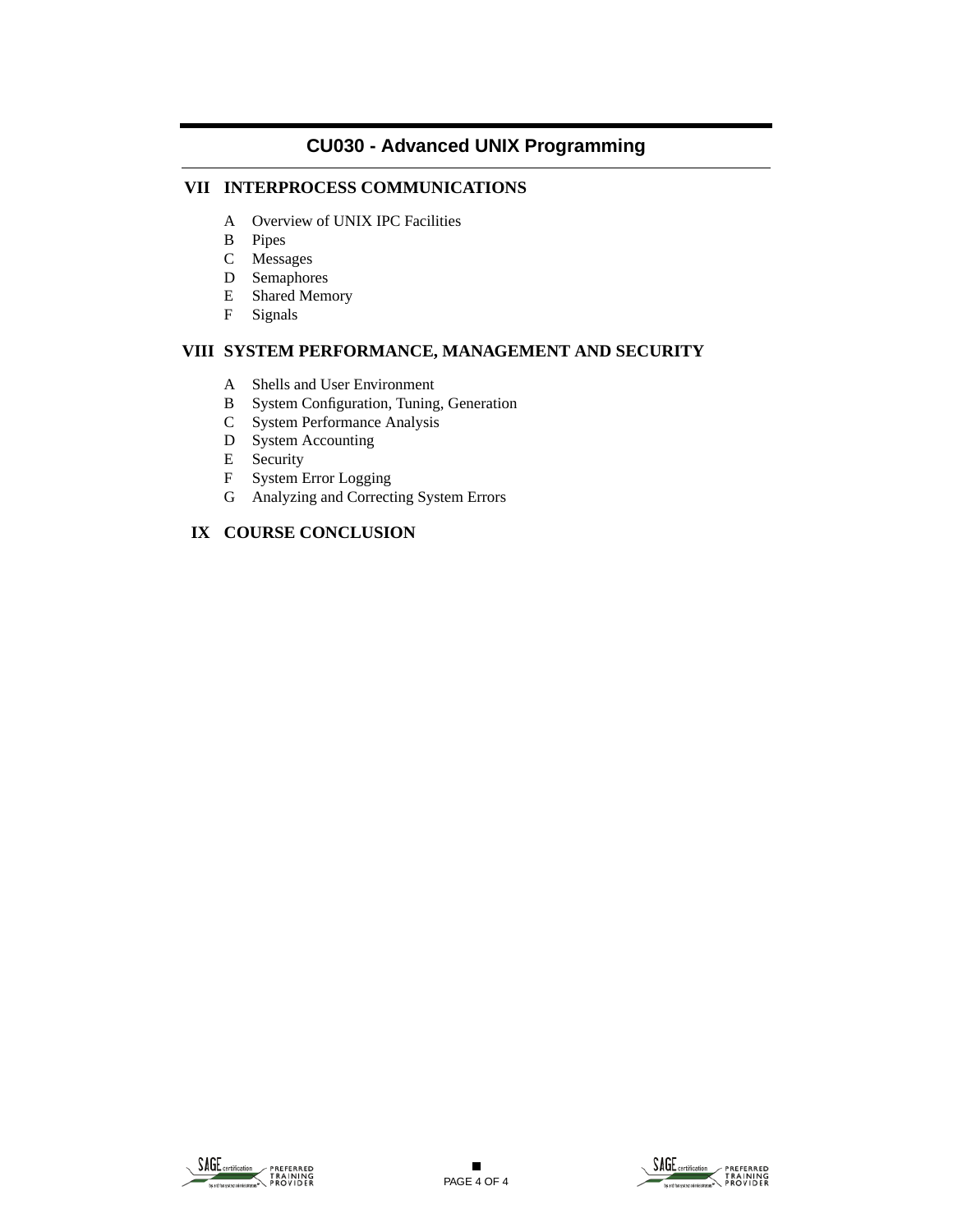## CU030 - Advanced UNIX Programming

### VII INTERPROCESS COMMUNICATIONS

- A Overview of UNIX IPC Facilities
- B Pipes
- C Messages
- D Semaphores
- E Shared Memory
- F Signals

### VIII SYSTEM PERFORMANCE, MANAGEMENT AND SECURITY

- A Shells and User Environment
- B System Configuration, Tuning, Generation
- C System Performance Analysis
- D System Accounting
- E Security
- F System Error Logging
- G Analyzing and Correcting System Errors

### IX COURSE CONCLUSION